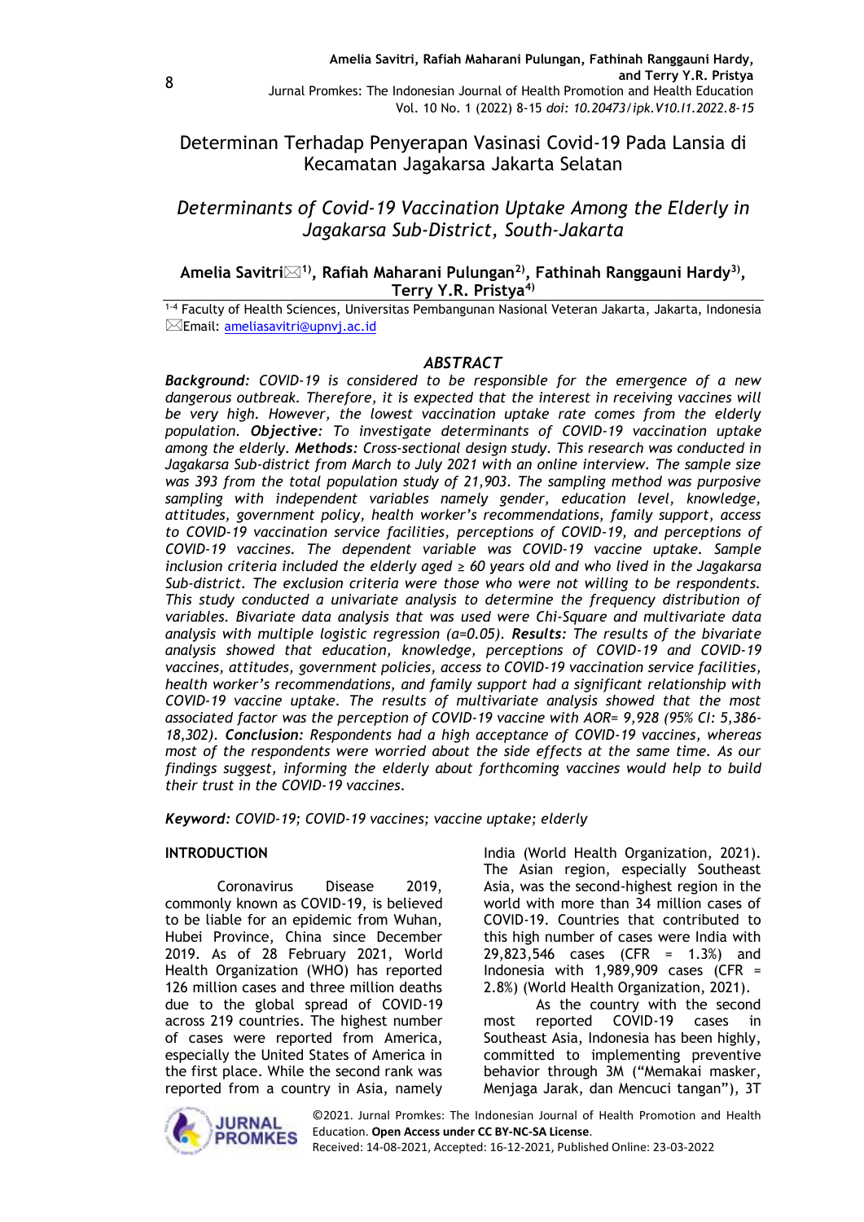# Determinan Terhadap Penyerapan Vasinasi Covid-19 Pada Lansia di Kecamatan Jagakarsa Jakarta Selatan

## *Determinants of Covid-19 Vaccination Uptake Among the Elderly in Jagakarsa Sub-District, South-Jakarta*

**Amelia Savitri✉[1], Rafiah Maharani Pulungan[2], Fathinah Ranggauni Hardy[3], Terry Y.R. Pristya[4]**

[1-4] Faculty of Health Sciences, Universitas Pembangunan Nasional Veteran Jakarta, Jakarta, Indonesia
✉Email: ameliasavitri@upnvj.ac.id

### *ABSTRACT*

***Background:** COVID-19 is considered to be responsible for the emergence of a new dangerous outbreak. Therefore, it is expected that the interest in receiving vaccines will be very high. However, the lowest vaccination uptake rate comes from the elderly population. **Objective:** To investigate determinants of COVID-19 vaccination uptake among the elderly. **Methods:** Cross-sectional design study. This research was conducted in Jagakarsa Sub-district from March to July 2021 with an online interview. The sample size was 393 from the total population study of 21,903. The sampling method was purposive sampling with independent variables namely gender, education level, knowledge, attitudes, government policy, health worker's recommendations, family support, access to COVID-19 vaccination service facilities, perceptions of COVID-19, and perceptions of COVID-19 vaccines. The dependent variable was COVID-19 vaccine uptake. Sample inclusion criteria included the elderly aged ≥ 60 years old and who lived in the Jagakarsa Sub-district. The exclusion criteria were those who were not willing to be respondents. This study conducted a univariate analysis to determine the frequency distribution of variables. Bivariate data analysis that was used were Chi-Square and multivariate data analysis with multiple logistic regression (α=0.05). **Results:** The results of the bivariate analysis showed that education, knowledge, perceptions of COVID-19 and COVID-19 vaccines, attitudes, government policies, access to COVID-19 vaccination service facilities, health worker's recommendations, and family support had a significant relationship with COVID-19 vaccine uptake. The results of multivariate analysis showed that the most associated factor was the perception of COVID-19 vaccine with AOR= 9,928 (95% CI: 5,386-18,302). **Conclusion:** Respondents had a high acceptance of COVID-19 vaccines, whereas most of the respondents were worried about the side effects at the same time. As our findings suggest, informing the elderly about forthcoming vaccines would help to build their trust in the COVID-19 vaccines.*

***Keyword:** COVID-19; COVID-19 vaccines; vaccine uptake; elderly*

**INTRODUCTION**

Coronavirus Disease 2019, commonly known as COVID-19, is believed to be liable for an epidemic from Wuhan, Hubei Province, China since December 2019. As of 28 February 2021, World Health Organization (WHO) has reported 126 million cases and three million deaths due to the global spread of COVID-19 across 219 countries. The highest number of cases were reported from America, especially the United States of America in the first place. While the second rank was reported from a country in Asia, namely India (World Health Organization, 2021). The Asian region, especially Southeast Asia, was the second-highest region in the world with more than 34 million cases of COVID-19. Countries that contributed to this high number of cases were India with 29,823,546 cases (CFR = 1.3%) and Indonesia with 1,989,909 cases (CFR = 2.8%) (World Health Organization, 2021).

As the country with the second most reported COVID-19 cases in Southeast Asia, Indonesia has been highly, committed to implementing preventive behavior through 3M ("Memakai masker, Menjaga Jarak, dan Mencuci tangan"), 3T

©2021. Jurnal Promkes: The Indonesian Journal of Health Promotion and Health Education. **Open Access under CC BY-NC-SA License**.
Received: 14-08-2021, Accepted: 16-12-2021, Published Online: 23-03-2022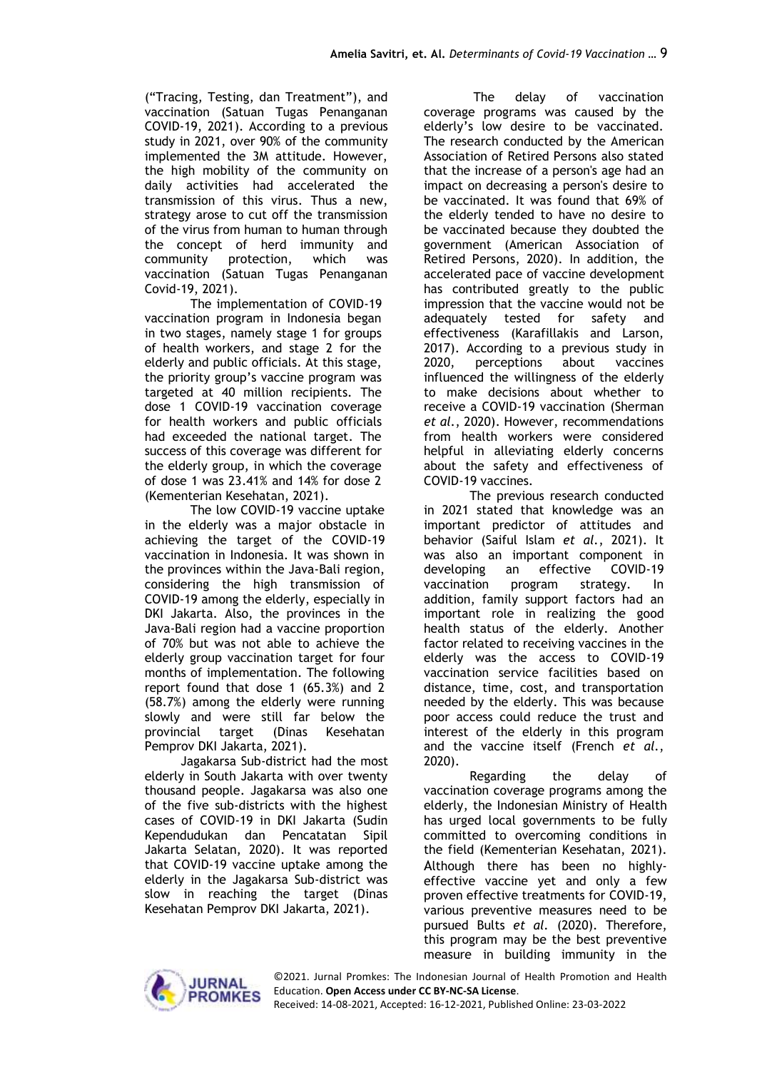("Tracing, Testing, dan Treatment"), and vaccination (Satuan Tugas Penanganan COVID-19, 2021). According to a previous study in 2021, over 90% of the community implemented the 3M attitude. However, the high mobility of the community on daily activities had accelerated the transmission of this virus. Thus a new, strategy arose to cut off the transmission of the virus from human to human through the concept of herd immunity and community protection, which was vaccination (Satuan Tugas Penanganan Covid-19, 2021).

The implementation of COVID-19 vaccination program in Indonesia began in two stages, namely stage 1 for groups of health workers, and stage 2 for the elderly and public officials. At this stage, the priority group's vaccine program was targeted at 40 million recipients. The dose 1 COVID-19 vaccination coverage for health workers and public officials had exceeded the national target. The success of this coverage was different for the elderly group, in which the coverage of dose 1 was 23.41% and 14% for dose 2 (Kementerian Kesehatan, 2021).

The low COVID-19 vaccine uptake in the elderly was a major obstacle in achieving the target of the COVID-19 vaccination in Indonesia. It was shown in the provinces within the Java-Bali region, considering the high transmission of COVID-19 among the elderly, especially in DKI Jakarta. Also, the provinces in the Java-Bali region had a vaccine proportion of 70% but was not able to achieve the elderly group vaccination target for four months of implementation. The following report found that dose 1 (65.3%) and 2 (58.7%) among the elderly were running slowly and were still far below the provincial target (Dinas Kesehatan Pemprov DKI Jakarta, 2021).

Jagakarsa Sub-district had the most elderly in South Jakarta with over twenty thousand people. Jagakarsa was also one of the five sub-districts with the highest cases of COVID-19 in DKI Jakarta (Sudin Kependudukan dan Pencatatan Sipil Jakarta Selatan, 2020). It was reported that COVID-19 vaccine uptake among the elderly in the Jagakarsa Sub-district was slow in reaching the target (Dinas Kesehatan Pemprov DKI Jakarta, 2021).

The delay of vaccination coverage programs was caused by the elderly's low desire to be vaccinated. The research conducted by the American Association of Retired Persons also stated that the increase of a person's age had an impact on decreasing a person's desire to be vaccinated. It was found that 69% of the elderly tended to have no desire to be vaccinated because they doubted the government (American Association of Retired Persons, 2020). In addition, the accelerated pace of vaccine development has contributed greatly to the public impression that the vaccine would not be adequately tested for safety and effectiveness (Karafillakis and Larson, 2017). According to a previous study in 2020, perceptions about vaccines influenced the willingness of the elderly to make decisions about whether to receive a COVID-19 vaccination (Sherman *et al.*, 2020). However, recommendations from health workers were considered helpful in alleviating elderly concerns about the safety and effectiveness of COVID-19 vaccines.

The previous research conducted in 2021 stated that knowledge was an important predictor of attitudes and behavior (Saiful Islam *et al.*, 2021). It was also an important component in developing an effective COVID-19 vaccination program strategy. In addition, family support factors had an important role in realizing the good health status of the elderly. Another factor related to receiving vaccines in the elderly was the access to COVID-19 vaccination service facilities based on distance, time, cost, and transportation needed by the elderly. This was because poor access could reduce the trust and interest of the elderly in this program and the vaccine itself (French *et al.*, 2020).

Regarding the delay of vaccination coverage programs among the elderly, the Indonesian Ministry of Health has urged local governments to be fully committed to overcoming conditions in the field (Kementerian Kesehatan, 2021). Although there has been no highly-effective vaccine yet and only a few proven effective treatments for COVID-19, various preventive measures need to be pursued Bults *et al.* (2020). Therefore, this program may be the best preventive measure in building immunity in the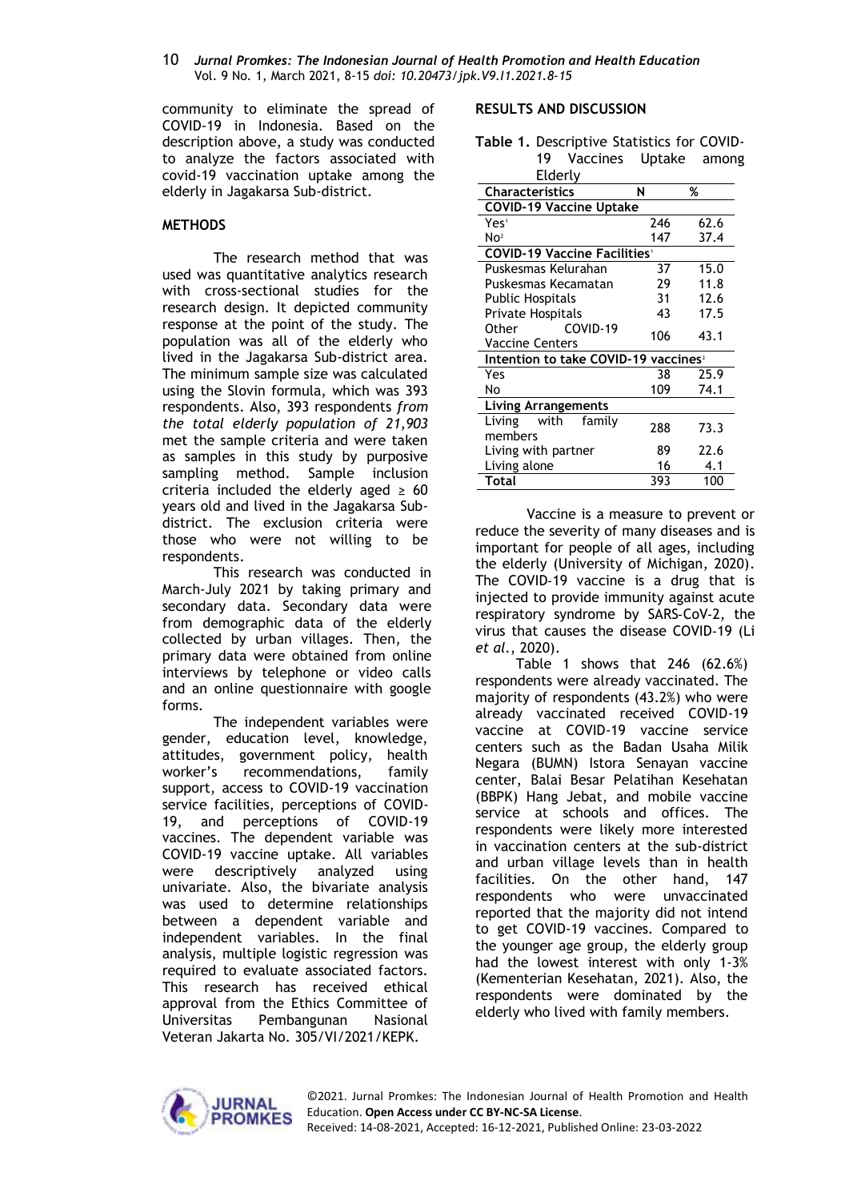community to eliminate the spread of COVID-19 in Indonesia. Based on the description above, a study was conducted to analyze the factors associated with covid-19 vaccination uptake among the elderly in Jagakarsa Sub-district.

## METHODS

The research method that was used was quantitative analytics research with cross-sectional studies for the research design. It depicted community response at the point of the study. The population was all of the elderly who lived in the Jagakarsa Sub-district area. The minimum sample size was calculated using the Slovin formula, which was 393 respondents. Also, 393 respondents *from the total elderly population of 21,903* met the sample criteria and were taken as samples in this study by purposive sampling method. Sample inclusion criteria included the elderly aged ≥ 60 years old and lived in the Jagakarsa Sub-district. The exclusion criteria were those who were not willing to be respondents.

This research was conducted in March-July 2021 by taking primary and secondary data. Secondary data were from demographic data of the elderly collected by urban villages. Then, the primary data were obtained from online interviews by telephone or video calls and an online questionnaire with google forms.

The independent variables were gender, education level, knowledge, attitudes, government policy, health worker's recommendations, family support, access to COVID-19 vaccination service facilities, perceptions of COVID-19, and perceptions of COVID-19 vaccines. The dependent variable was COVID-19 vaccine uptake. All variables were descriptively analyzed using univariate. Also, the bivariate analysis was used to determine relationships between a dependent variable and independent variables. In the final analysis, multiple logistic regression was required to evaluate associated factors. This research has received ethical approval from the Ethics Committee of Universitas Pembangunan Nasional Veteran Jakarta No. 305/VI/2021/KEPK.

## RESULTS AND DISCUSSION

**Table 1.** Descriptive Statistics for COVID-19 Vaccines Uptake among Elderly

| Characteristics | N | % |
|---|---|---|
| **COVID-19 Vaccine Uptake** | | |
| Yes[1] | 246 | 62.6 |
| No[2] | 147 | 37.4 |
| **COVID-19 Vaccine Facilities**[1] | | |
| Puskesmas Kelurahan | 37 | 15.0 |
| Puskesmas Kecamatan | 29 | 11.8 |
| Public Hospitals | 31 | 12.6 |
| Private Hospitals | 43 | 17.5 |
| Other COVID-19 Vaccine Centers | 106 | 43.1 |
| **Intention to take COVID-19 vaccines**[2] | | |
| Yes | 38 | 25.9 |
| No | 109 | 74.1 |
| **Living Arrangements** | | |
| Living with family members | 288 | 73.3 |
| Living with partner | 89 | 22.6 |
| Living alone | 16 | 4.1 |
| **Total** | 393 | 100 |

Vaccine is a measure to prevent or reduce the severity of many diseases and is important for people of all ages, including the elderly (University of Michigan, 2020). The COVID-19 vaccine is a drug that is injected to provide immunity against acute respiratory syndrome by SARS-CoV-2, the virus that causes the disease COVID-19 (Li *et al.*, 2020).

Table 1 shows that 246 (62.6%) respondents were already vaccinated. The majority of respondents (43.2%) who were already vaccinated received COVID-19 vaccine at COVID-19 vaccine service centers such as the Badan Usaha Milik Negara (BUMN) Istora Senayan vaccine center, Balai Besar Pelatihan Kesehatan (BBPK) Hang Jebat, and mobile vaccine service at schools and offices. The respondents were likely more interested in vaccination centers at the sub-district and urban village levels than in health facilities. On the other hand, 147 respondents who were unvaccinated reported that the majority did not intend to get COVID-19 vaccines. Compared to the younger age group, the elderly group had the lowest interest with only 1-3% (Kementerian Kesehatan, 2021). Also, the respondents were dominated by the elderly who lived with family members.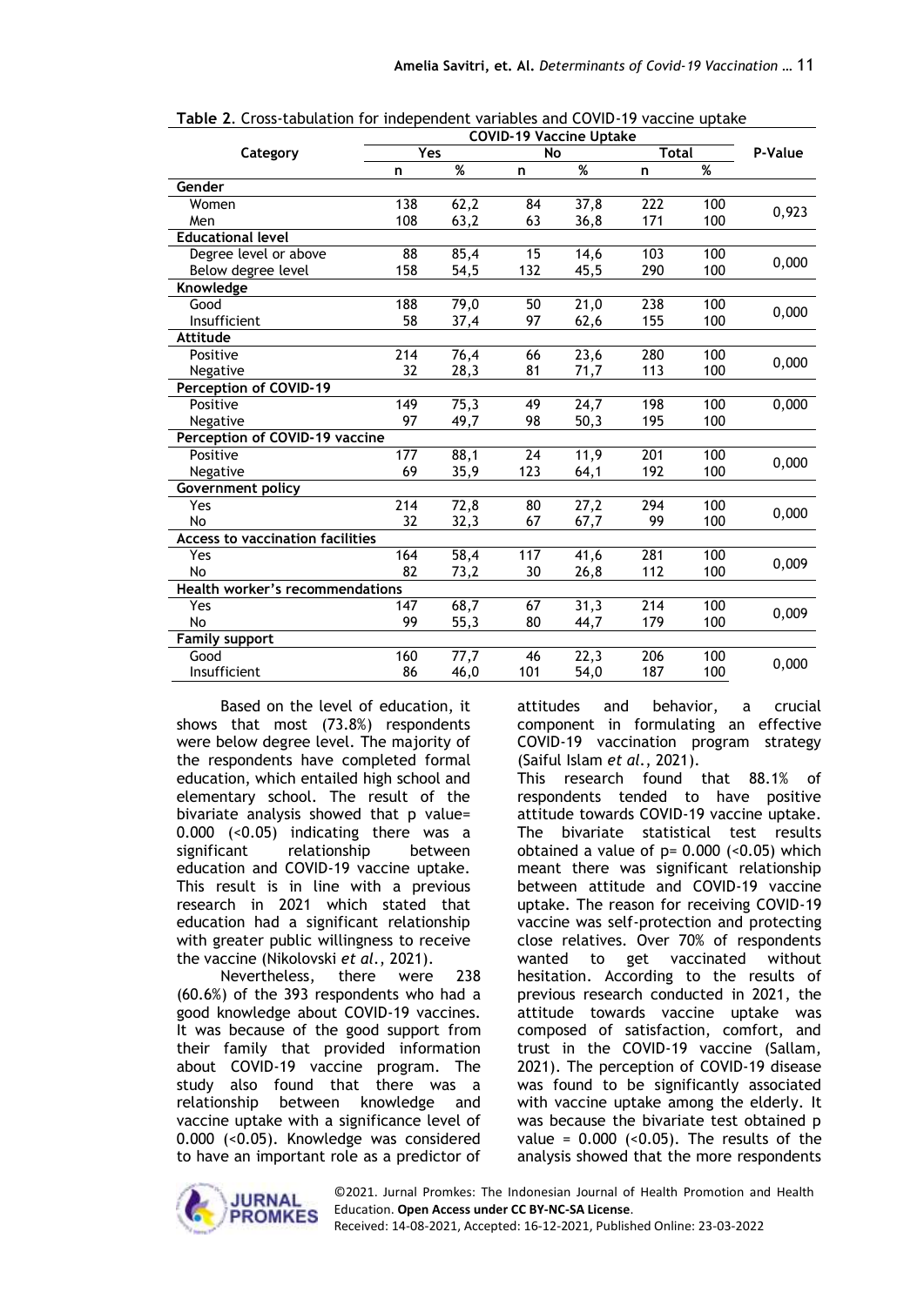**Table 2**. Cross-tabulation for independent variables and COVID-19 vaccine uptake

| Category | COVID-19 Vaccine Uptake | | | | | | P-Value |
|---|---|---|---|---|---|---|---|
| | Yes | | No | | Total | | |
| | n | % | n | % | n | % | |
| **Gender** | | | | | | | |
| Women | 138 | 62,2 | 84 | 37,8 | 222 | 100 | 0,923 |
| Men | 108 | 63,2 | 63 | 36,8 | 171 | 100 | |
| **Educational level** | | | | | | | |
| Degree level or above | 88 | 85,4 | 15 | 14,6 | 103 | 100 | 0,000 |
| Below degree level | 158 | 54,5 | 132 | 45,5 | 290 | 100 | |
| **Knowledge** | | | | | | | |
| Good | 188 | 79,0 | 50 | 21,0 | 238 | 100 | 0,000 |
| Insufficient | 58 | 37,4 | 97 | 62,6 | 155 | 100 | |
| **Attitude** | | | | | | | |
| Positive | 214 | 76,4 | 66 | 23,6 | 280 | 100 | 0,000 |
| Negative | 32 | 28,3 | 81 | 71,7 | 113 | 100 | |
| **Perception of COVID-19** | | | | | | | |
| Positive | 149 | 75,3 | 49 | 24,7 | 198 | 100 | 0,000 |
| Negative | 97 | 49,7 | 98 | 50,3 | 195 | 100 | |
| **Perception of COVID-19 vaccine** | | | | | | | |
| Positive | 177 | 88,1 | 24 | 11,9 | 201 | 100 | 0,000 |
| Negative | 69 | 35,9 | 123 | 64,1 | 192 | 100 | |
| **Government policy** | | | | | | | |
| Yes | 214 | 72,8 | 80 | 27,2 | 294 | 100 | 0,000 |
| No | 32 | 32,3 | 67 | 67,7 | 99 | 100 | |
| **Access to vaccination facilities** | | | | | | | |
| Yes | 164 | 58,4 | 117 | 41,6 | 281 | 100 | 0,009 |
| No | 82 | 73,2 | 30 | 26,8 | 112 | 100 | |
| **Health worker's recommendations** | | | | | | | |
| Yes | 147 | 68,7 | 67 | 31,3 | 214 | 100 | 0,009 |
| No | 99 | 55,3 | 80 | 44,7 | 179 | 100 | |
| **Family support** | | | | | | | |
| Good | 160 | 77,7 | 46 | 22,3 | 206 | 100 | 0,000 |
| Insufficient | 86 | 46,0 | 101 | 54,0 | 187 | 100 | |

Based on the level of education, it shows that most (73.8%) respondents were below degree level. The majority of the respondents have completed formal education, which entailed high school and elementary school. The result of the bivariate analysis showed that p value= 0.000 (<0.05) indicating there was a significant relationship between education and COVID-19 vaccine uptake. This result is in line with a previous research in 2021 which stated that education had a significant relationship with greater public willingness to receive the vaccine (Nikolovski *et al.*, 2021).

Nevertheless, there were 238 (60.6%) of the 393 respondents who had a good knowledge about COVID-19 vaccines. It was because of the good support from their family that provided information about COVID-19 vaccine program. The study also found that there was a relationship between knowledge and vaccine uptake with a significance level of 0.000 (<0.05). Knowledge was considered to have an important role as a predictor of attitudes and behavior, a crucial component in formulating an effective COVID-19 vaccination program strategy (Saiful Islam *et al.*, 2021).

This research found that 88.1% of respondents tended to have positive attitude towards COVID-19 vaccine uptake. The bivariate statistical test results obtained a value of p= 0.000 (<0.05) which meant there was significant relationship between attitude and COVID-19 vaccine uptake. The reason for receiving COVID-19 vaccine was self-protection and protecting close relatives. Over 70% of respondents wanted to get vaccinated without hesitation. According to the results of previous research conducted in 2021, the attitude towards vaccine uptake was composed of satisfaction, comfort, and trust in the COVID-19 vaccine (Sallam, 2021). The perception of COVID-19 disease was found to be significantly associated with vaccine uptake among the elderly. It was because the bivariate test obtained p value = 0.000 (<0.05). The results of the analysis showed that the more respondents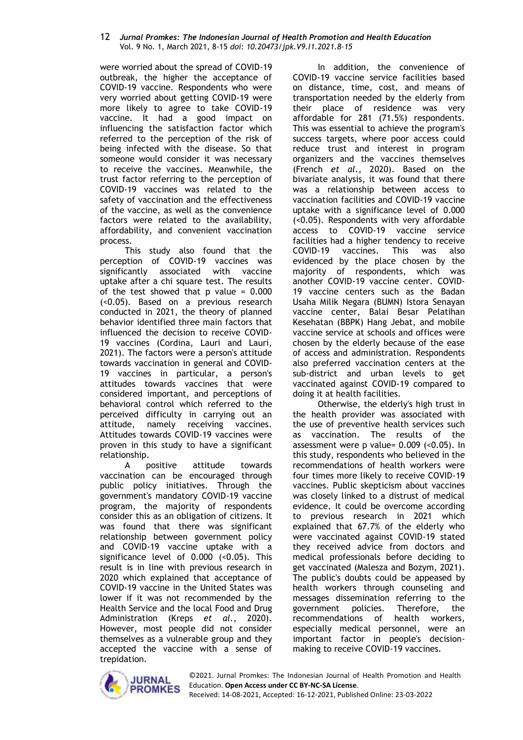were worried about the spread of COVID-19 outbreak, the higher the acceptance of COVID-19 vaccine. Respondents who were very worried about getting COVID-19 were more likely to agree to take COVID-19 vaccine. It had a good impact on influencing the satisfaction factor which referred to the perception of the risk of being infected with the disease. So that someone would consider it was necessary to receive the vaccines. Meanwhile, the trust factor referring to the perception of COVID-19 vaccines was related to the safety of vaccination and the effectiveness of the vaccine, as well as the convenience factors were related to the availability, affordability, and convenient vaccination process.

This study also found that the perception of COVID-19 vaccines was significantly associated with vaccine uptake after a chi square test. The results of the test showed that p value = 0.000 (<0.05). Based on a previous research conducted in 2021, the theory of planned behavior identified three main factors that influenced the decision to receive COVID-19 vaccines (Cordina, Lauri and Lauri, 2021). The factors were a person's attitude towards vaccination in general and COVID-19 vaccines in particular, a person's attitudes towards vaccines that were considered important, and perceptions of behavioral control which referred to the perceived difficulty in carrying out an attitude, namely receiving vaccines. Attitudes towards COVID-19 vaccines were proven in this study to have a significant relationship.

A positive attitude towards vaccination can be encouraged through public policy initiatives. Through the government's mandatory COVID-19 vaccine program, the majority of respondents consider this as an obligation of citizens. It was found that there was significant relationship between government policy and COVID-19 vaccine uptake with a significance level of 0.000 (<0.05). This result is in line with previous research in 2020 which explained that acceptance of COVID-19 vaccine in the United States was lower if it was not recommended by the Health Service and the local Food and Drug Administration (Kreps *et al.*, 2020). However, most people did not consider themselves as a vulnerable group and they accepted the vaccine with a sense of trepidation.

In addition, the convenience of COVID-19 vaccine service facilities based on distance, time, cost, and means of transportation needed by the elderly from their place of residence was very affordable for 281 (71.5%) respondents. This was essential to achieve the program's success targets, where poor access could reduce trust and interest in program organizers and the vaccines themselves (French *et al.*, 2020). Based on the bivariate analysis, it was found that there was a relationship between access to vaccination facilities and COVID-19 vaccine uptake with a significance level of 0.000 (<0.05). Respondents with very affordable access to COVID-19 vaccine service facilities had a higher tendency to receive COVID-19 vaccines. This was also evidenced by the place chosen by the majority of respondents, which was another COVID-19 vaccine center. COVID-19 vaccine centers such as the Badan Usaha Milik Negara (BUMN) Istora Senayan vaccine center, Balai Besar Pelatihan Kesehatan (BBPK) Hang Jebat, and mobile vaccine service at schools and offices were chosen by the elderly because of the ease of access and administration. Respondents also preferred vaccination centers at the sub-district and urban levels to get vaccinated against COVID-19 compared to doing it at health facilities.

Otherwise, the elderly's high trust in the health provider was associated with the use of preventive health services such as vaccination. The results of the assessment were p value= 0.009 (<0.05). In this study, respondents who believed in the recommendations of health workers were four times more likely to receive COVID-19 vaccines. Public skepticism about vaccines was closely linked to a distrust of medical evidence. It could be overcome according to previous research in 2021 which explained that 67.7% of the elderly who were vaccinated against COVID-19 stated they received advice from doctors and medical professionals before deciding to get vaccinated (Malesza and Bozym, 2021). The public's doubts could be appeased by health workers through counseling and messages dissemination referring to the government policies. Therefore, the recommendations of health workers, especially medical personnel, were an important factor in people's decision-making to receive COVID-19 vaccines.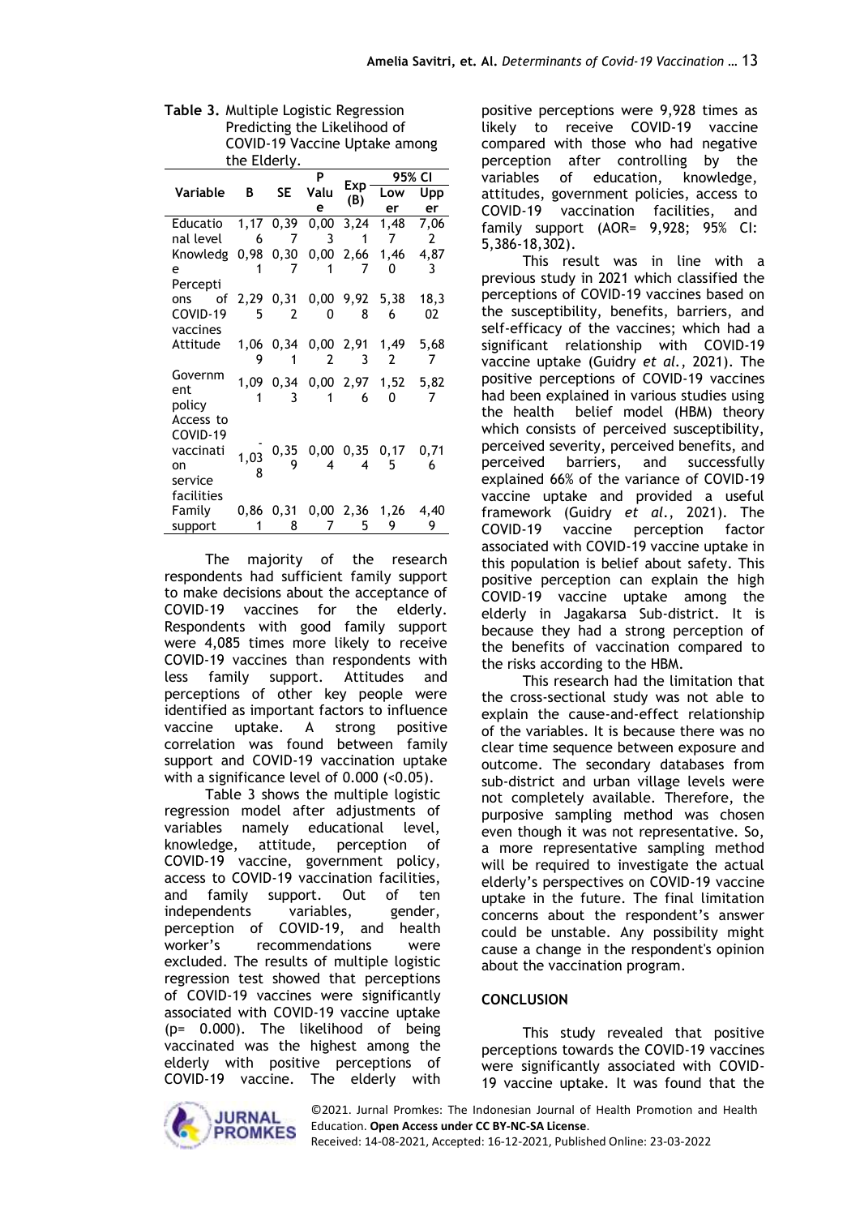**Table 3.** Multiple Logistic Regression Predicting the Likelihood of COVID-19 Vaccine Uptake among the Elderly.

| Variable | B | SE | P Value | Exp (B) | 95% CI | |
|---|---|---|---|---|---|---|
| | | | | | Lower | Upper |
| Educational level | 1,176 | 0,397 | 0,003 | 3,241 | 1,487 | 7,062 |
| Knowledge | 0,981 | 0,307 | 0,001 | 2,667 | 1,460 | 4,873 |
| Perceptions of COVID-19 vaccines | 2,295 | 0,312 | 0,000 | 9,928 | 5,386 | 18,302 |
| Attitude | 1,069 | 0,341 | 0,002 | 2,913 | 1,492 | 5,687 |
| Government policy | 1,091 | 0,343 | 0,001 | 2,976 | 1,520 | 5,827 |
| Access to COVID-19 vaccination service facilities | -1,038 | 0,359 | 0,004 | 0,354 | 0,175 | 0,716 |
| Family support | 0,861 | 0,318 | 0,007 | 2,365 | 1,269 | 4,409 |

The majority of the research respondents had sufficient family support to make decisions about the acceptance of COVID-19 vaccines for the elderly. Respondents with good family support were 4,085 times more likely to receive COVID-19 vaccines than respondents with less family support. Attitudes and perceptions of other key people were identified as important factors to influence vaccine uptake. A strong positive correlation was found between family support and COVID-19 vaccination uptake with a significance level of 0.000 (<0.05).

Table 3 shows the multiple logistic regression model after adjustments of variables namely educational level, knowledge, attitude, perception of COVID-19 vaccine, government policy, access to COVID-19 vaccination facilities, and family support. Out of ten independents variables, gender, perception of COVID-19, and health worker's recommendations were excluded. The results of multiple logistic regression test showed that perceptions of COVID-19 vaccines were significantly associated with COVID-19 vaccine uptake (p= 0.000). The likelihood of being vaccinated was the highest among the elderly with positive perceptions of COVID-19 vaccine. The elderly with positive perceptions were 9,928 times as likely to receive COVID-19 vaccine compared with those who had negative perception after controlling by the variables of education, knowledge, attitudes, government policies, access to COVID-19 vaccination facilities, and family support (AOR= 9,928; 95% CI: 5,386-18,302).

This result was in line with a previous study in 2021 which classified the perceptions of COVID-19 vaccines based on the susceptibility, benefits, barriers, and self-efficacy of the vaccines; which had a significant relationship with COVID-19 vaccine uptake (Guidry *et al.*, 2021). The positive perceptions of COVID-19 vaccines had been explained in various studies using the health belief model (HBM) theory which consists of perceived susceptibility, perceived severity, perceived benefits, and perceived barriers, and successfully explained 66% of the variance of COVID-19 vaccine uptake and provided a useful framework (Guidry *et al.*, 2021). The COVID-19 vaccine perception factor associated with COVID-19 vaccine uptake in this population is belief about safety. This positive perception can explain the high COVID-19 vaccine uptake among the elderly in Jagakarsa Sub-district. It is because they had a strong perception of the benefits of vaccination compared to the risks according to the HBM.

This research had the limitation that the cross-sectional study was not able to explain the cause-and-effect relationship of the variables. It is because there was no clear time sequence between exposure and outcome. The secondary databases from sub-district and urban village levels were not completely available. Therefore, the purposive sampling method was chosen even though it was not representative. So, a more representative sampling method will be required to investigate the actual elderly's perspectives on COVID-19 vaccine uptake in the future. The final limitation concerns about the respondent's answer could be unstable. Any possibility might cause a change in the respondent's opinion about the vaccination program.

## CONCLUSION

This study revealed that positive perceptions towards the COVID-19 vaccines were significantly associated with COVID-19 vaccine uptake. It was found that the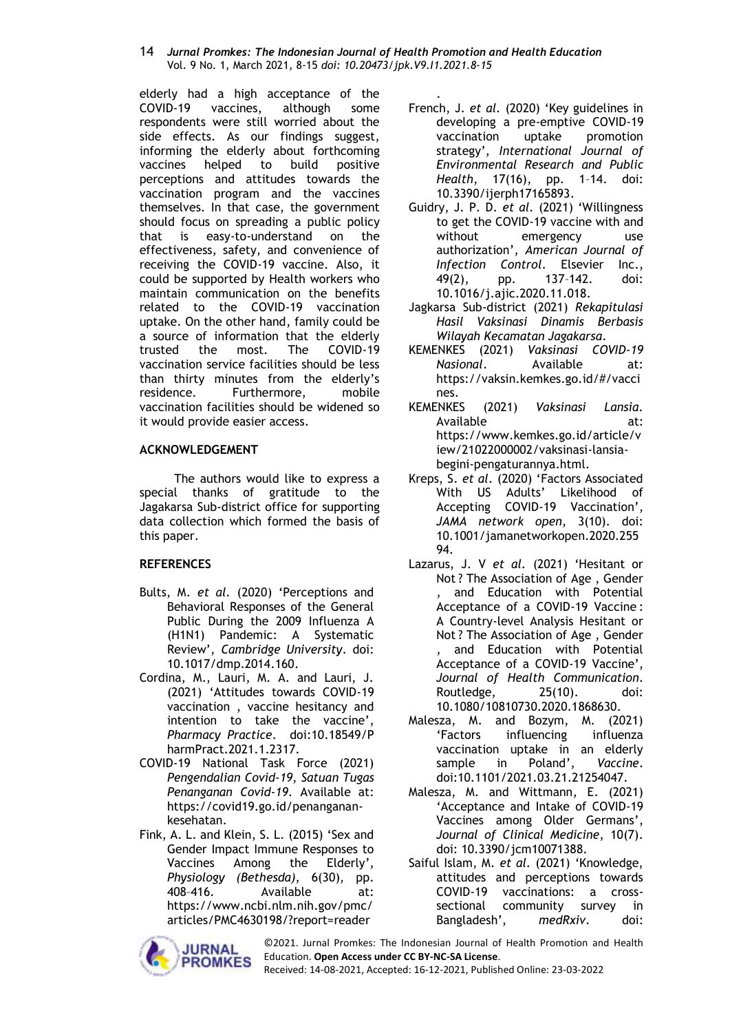elderly had a high acceptance of the COVID-19 vaccines, although some respondents were still worried about the side effects. As our findings suggest, informing the elderly about forthcoming vaccines helped to build positive perceptions and attitudes towards the vaccination program and the vaccines themselves. In that case, the government should focus on spreading a public policy that is easy-to-understand on the effectiveness, safety, and convenience of receiving the COVID-19 vaccine. Also, it could be supported by Health workers who maintain communication on the benefits related to the COVID-19 vaccination uptake. On the other hand, family could be a source of information that the elderly trusted the most. The COVID-19 vaccination service facilities should be less than thirty minutes from the elderly's residence. Furthermore, mobile vaccination facilities should be widened so it would provide easier access.

## ACKNOWLEDGEMENT

The authors would like to express a special thanks of gratitude to the Jagakarsa Sub-district office for supporting data collection which formed the basis of this paper.

## REFERENCES

Bults, M. *et al*. (2020) 'Perceptions and Behavioral Responses of the General Public During the 2009 Influenza A (H1N1) Pandemic: A Systematic Review', *Cambridge University*. doi: 10.1017/dmp.2014.160.

Cordina, M., Lauri, M. A. and Lauri, J. (2021) 'Attitudes towards COVID-19 vaccination , vaccine hesitancy and intention to take the vaccine', *Pharmacy Practice*. doi:10.18549/PharmPract.2021.1.2317.

COVID-19 National Task Force (2021) *Pengendalian Covid-19, Satuan Tugas Penanganan Covid-19*. Available at: https://covid19.go.id/penanganan-kesehatan.

Fink, A. L. and Klein, S. L. (2015) 'Sex and Gender Impact Immune Responses to Vaccines Among the Elderly', *Physiology (Bethesda)*, 6(30), pp. 408–416. Available at: https://www.ncbi.nlm.nih.gov/pmc/articles/PMC4630198/?report=reader.

French, J. *et al*. (2020) 'Key guidelines in developing a pre-emptive COVID-19 vaccination uptake promotion strategy', *International Journal of Environmental Research and Public Health*, 17(16), pp. 1–14. doi: 10.3390/ijerph17165893.

Guidry, J. P. D. *et al*. (2021) 'Willingness to get the COVID-19 vaccine with and without emergency use authorization', *American Journal of Infection Control*. Elsevier Inc., 49(2), pp. 137–142. doi: 10.1016/j.ajic.2020.11.018.

Jagkarsa Sub-district (2021) *Rekapitulasi Hasil Vaksinasi Dinamis Berbasis Wilayah Kecamatan Jagakarsa*.

KEMENKES (2021) *Vaksinasi COVID-19 Nasional*. Available at: https://vaksin.kemkes.go.id/#/vaccines.

KEMENKES (2021) *Vaksinasi Lansia*. Available at: https://www.kemkes.go.id/article/view/21022000002/vaksinasi-lansia-begini-pengaturannya.html.

Kreps, S. *et al*. (2020) 'Factors Associated With US Adults' Likelihood of Accepting COVID-19 Vaccination', *JAMA network open*, 3(10). doi: 10.1001/jamanetworkopen.2020.25594.

Lazarus, J. V *et al*. (2021) 'Hesitant or Not ? The Association of Age , Gender , and Education with Potential Acceptance of a COVID-19 Vaccine : A Country-level Analysis Hesitant or Not ? The Association of Age , Gender , and Education with Potential Acceptance of a COVID-19 Vaccine', *Journal of Health Communication*. Routledge, 25(10). doi: 10.1080/10810730.2020.1868630.

Malesza, M. and Bozym, M. (2021) 'Factors influencing influenza vaccination uptake in an elderly sample in Poland', *Vaccine*. doi:10.1101/2021.03.21.21254047.

Malesza, M. and Wittmann, E. (2021) 'Acceptance and Intake of COVID-19 Vaccines among Older Germans', *Journal of Clinical Medicine*, 10(7). doi: 10.3390/jcm10071388.

Saiful Islam, M. *et al*. (2021) 'Knowledge, attitudes and perceptions towards COVID-19 vaccinations: a cross-sectional community survey in Bangladesh', *medRxiv*. doi: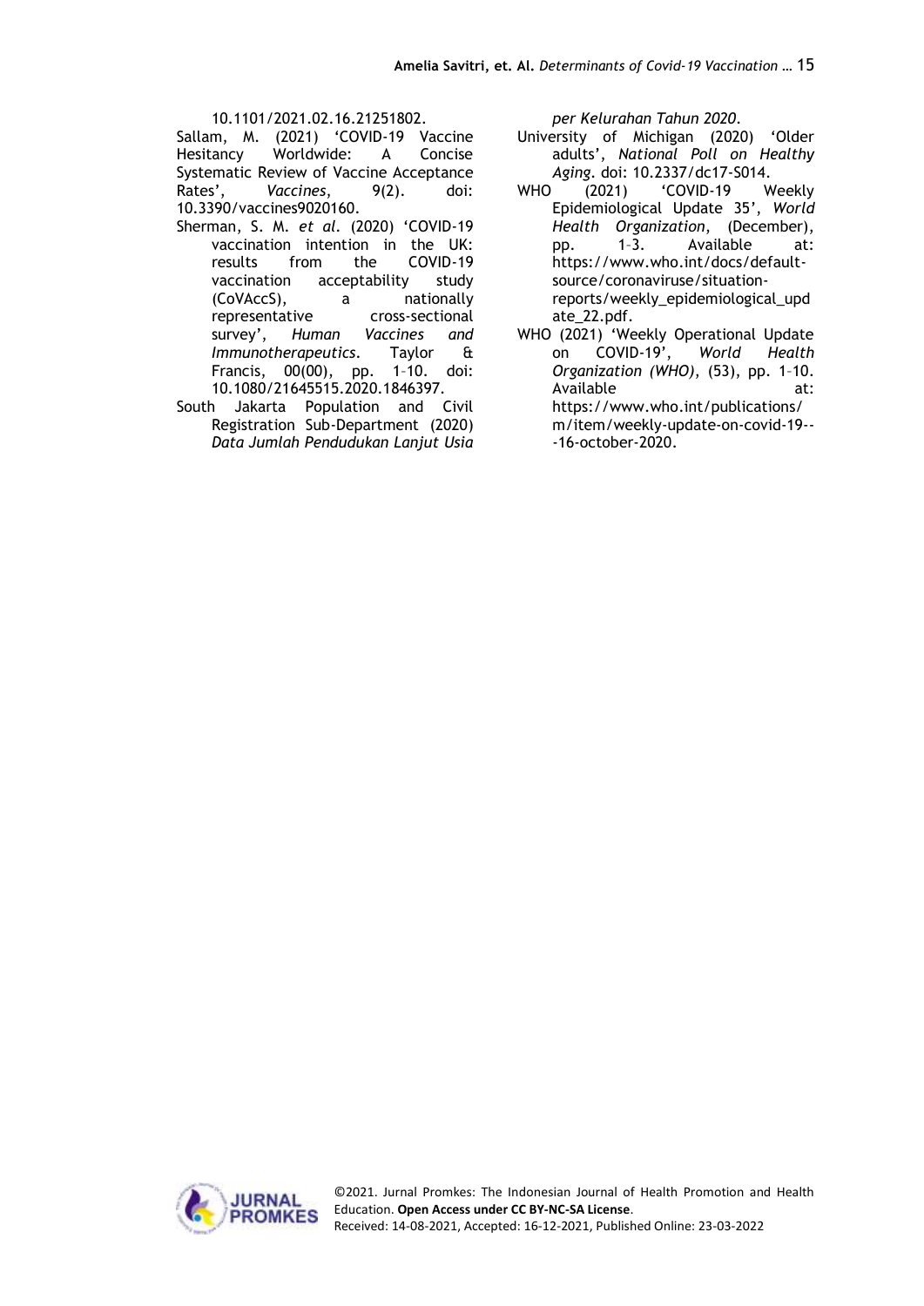10.1101/2021.02.16.21251802.

Sallam, M. (2021) 'COVID-19 Vaccine Hesitancy Worldwide: A Concise Systematic Review of Vaccine Acceptance Rates', *Vaccines*, 9(2). doi: 10.3390/vaccines9020160.

Sherman, S. M. *et al*. (2020) 'COVID-19 vaccination intention in the UK: results from the COVID-19 vaccination acceptability study (CoVAccS), a nationally representative cross-sectional survey', *Human Vaccines and Immunotherapeutics*. Taylor & Francis, 00(00), pp. 1–10. doi: 10.1080/21645515.2020.1846397.

South Jakarta Population and Civil Registration Sub-Department (2020) *Data Jumlah Pendudukan Lanjut Usia per Kelurahan Tahun 2020*.

University of Michigan (2020) 'Older adults', *National Poll on Healthy Aging*. doi: 10.2337/dc17-S014.

WHO (2021) 'COVID-19 Weekly Epidemiological Update 35', *World Health Organization*, (December), pp. 1–3. Available at: https://www.who.int/docs/default-source/coronaviruse/situation-reports/weekly_epidemiological_update_22.pdf.

WHO (2021) 'Weekly Operational Update on COVID-19', *World Health Organization (WHO)*, (53), pp. 1–10. Available at: https://www.who.int/publications/m/item/weekly-update-on-covid-19---16-october-2020.

©2021. Jurnal Promkes: The Indonesian Journal of Health Promotion and Health Education. **Open Access under CC BY-NC-SA License**.
Received: 14-08-2021, Accepted: 16-12-2021, Published Online: 23-03-2022